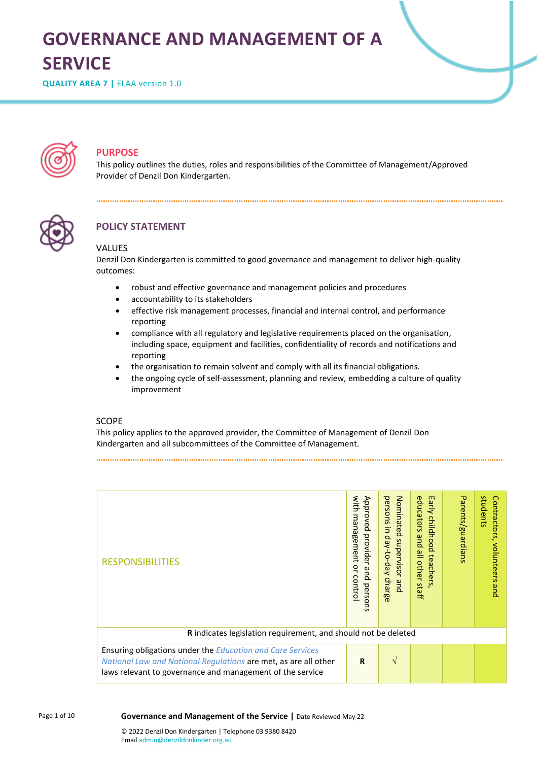# GOVERNANCE AND MANAGEMENT OF A SERVICE

**QUALITY AREA 7 |** ELAA version 1.0

## PURPOSE

This policy outlines the duties, roles and responsibilities of the Committee of Management/Approved Provider of Denzil Don Kindergarten.

## POLICY STATEMENT

### VALUES

Denzil Don Kindergarten is committed to good governance and management to deliver high-quality outcomes:

- robust and effective governance and management policies and procedures
- accountability to its stakeholders
- effective risk management processes, financial and internal control, and performance reporting
- compliance with all regulatory and legislative requirements placed on the organisation, including space, equipment and facilities, confidentiality of records and notifications and reporting
- the organisation to remain solvent and comply with all its financial obligations.
- the ongoing cycle of self-assessment, planning and review, embedding a culture of quality improvement

### SCOPE

This policy applies to the approved provider, the Committee of Management of Denzil Don Kindergarten and all subcommittees of the Committee of Management.

| RESPONSIBILITIES | Approved provider and persons with management or control | Nominated supervisor and persons in day-to-day charge | Early childhood teachers, educators and all other staff | Parents/guardians | Contractors, volunteers and students |
|---|---|---|---|---|---|
| **R** indicates legislation requirement, and should not be deleted | | | | | |
| Ensuring obligations under the *Education and Care Services National Law and National Regulations* are met, as are all other laws relevant to governance and management of the service | **R** | √ | | | |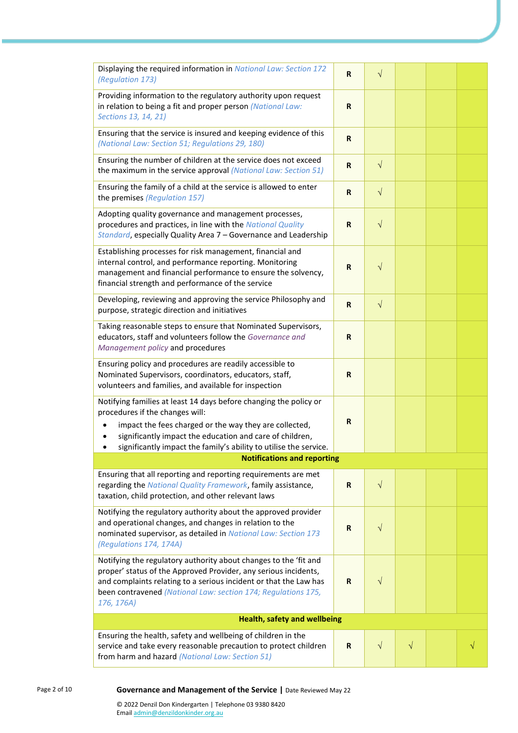| | | | | | |
|---|---|---|---|---|---|
| Displaying the required information in *National Law: Section 172 (Regulation 173)* | **R** | √ | | | |
| Providing information to the regulatory authority upon request in relation to being a fit and proper person *(National Law: Sections 13, 14, 21)* | **R** | | | | |
| Ensuring that the service is insured and keeping evidence of this *(National Law: Section 51; Regulations 29, 180)* | **R** | | | | |
| Ensuring the number of children at the service does not exceed the maximum in the service approval *(National Law: Section 51)* | **R** | √ | | | |
| Ensuring the family of a child at the service is allowed to enter the premises *(Regulation 157)* | **R** | √ | | | |
| Adopting quality governance and management processes, procedures and practices, in line with the *National Quality Standard*, especially Quality Area 7 – Governance and Leadership | **R** | √ | | | |
| Establishing processes for risk management, financial and internal control, and performance reporting. Monitoring management and financial performance to ensure the solvency, financial strength and performance of the service | **R** | √ | | | |
| Developing, reviewing and approving the service Philosophy and purpose, strategic direction and initiatives | **R** | √ | | | |
| Taking reasonable steps to ensure that Nominated Supervisors, educators, staff and volunteers follow the *Governance and Management policy* and procedures | **R** | | | | |
| Ensuring policy and procedures are readily accessible to Nominated Supervisors, coordinators, educators, staff, volunteers and families, and available for inspection | **R** | | | | |
| Notifying families at least 14 days before changing the policy or procedures if the changes will: <br>• impact the fees charged or the way they are collected, <br>• significantly impact the education and care of children, <br>• significantly impact the family's ability to utilise the service. | **R** | | | | |
| **Notifications and reporting** | | | | | |
| Ensuring that all reporting and reporting requirements are met regarding the *National Quality Framework*, family assistance, taxation, child protection, and other relevant laws | **R** | √ | | | |
| Notifying the regulatory authority about the approved provider and operational changes, and changes in relation to the nominated supervisor, as detailed in *National Law: Section 173 (Regulations 174, 174A)* | **R** | √ | | | |
| Notifying the regulatory authority about changes to the 'fit and proper' status of the Approved Provider, any serious incidents, and complaints relating to a serious incident or that the Law has been contravened *(National Law: section 174; Regulations 175, 176, 176A)* | **R** | √ | | | |
| **Health, safety and wellbeing** | | | | | |
| Ensuring the health, safety and wellbeing of children in the service and take every reasonable precaution to protect children from harm and hazard *(National Law: Section 51)* | **R** | √ | √ | | √ |

**Governance and Management of the Service** | Date Reviewed May 22

© 2022 Denzil Don Kindergarten | Telephone 03 9380 8420
Email admin@denzildonkinder.org.au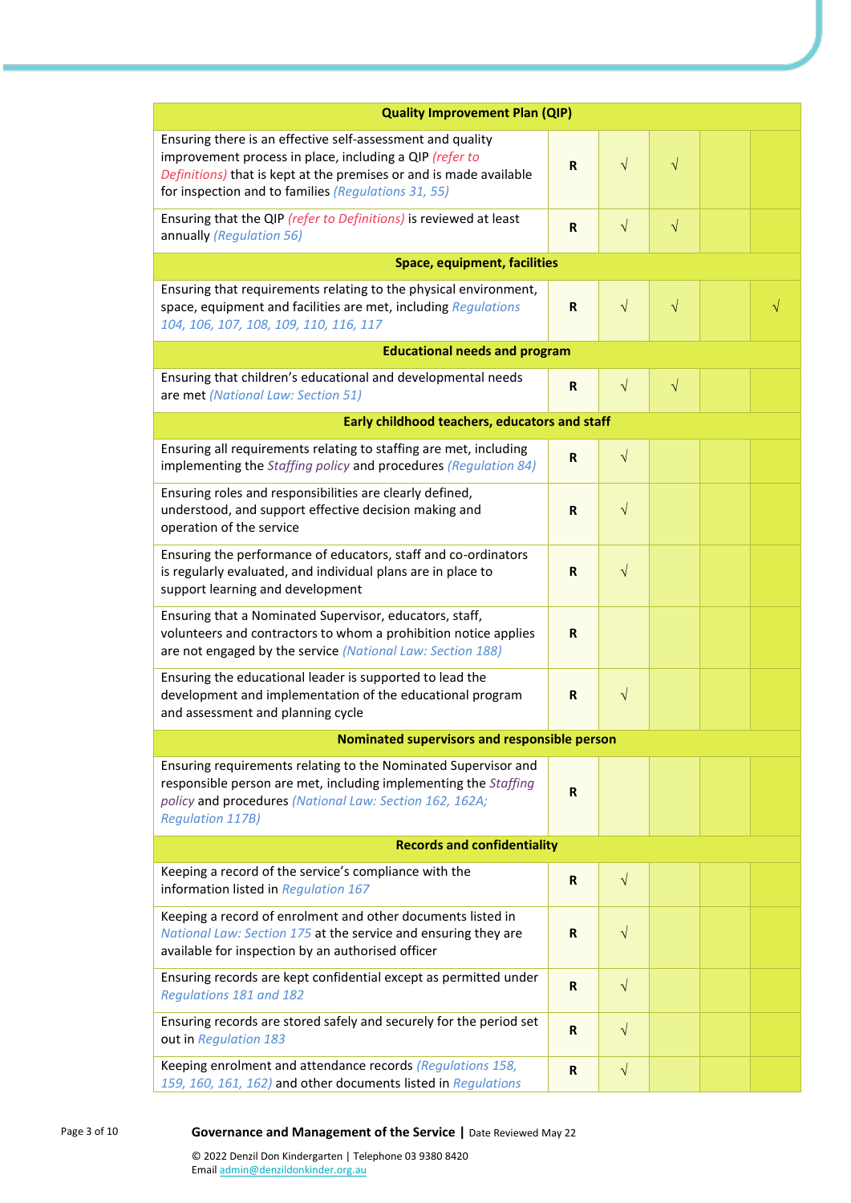| Quality Improvement Plan (QIP) | | | | | |
|---|---|---|---|---|---|
| Ensuring there is an effective self-assessment and quality improvement process in place, including a QIP *(refer to Definitions)* that is kept at the premises or and is made available for inspection and to families *(Regulations 31, 55)* | **R** | √ | √ | | |
| Ensuring that the QIP *(refer to Definitions)* is reviewed at least annually *(Regulation 56)* | **R** | √ | √ | | |
| **Space, equipment, facilities** | | | | | |
| Ensuring that requirements relating to the physical environment, space, equipment and facilities are met, including *Regulations 104, 106, 107, 108, 109, 110, 116, 117* | **R** | √ | √ | | √ |
| **Educational needs and program** | | | | | |
| Ensuring that children's educational and developmental needs are met *(National Law: Section 51)* | **R** | √ | √ | | |
| **Early childhood teachers, educators and staff** | | | | | |
| Ensuring all requirements relating to staffing are met, including implementing the *Staffing policy* and procedures *(Regulation 84)* | **R** | √ | | | |
| Ensuring roles and responsibilities are clearly defined, understood, and support effective decision making and operation of the service | **R** | √ | | | |
| Ensuring the performance of educators, staff and co-ordinators is regularly evaluated, and individual plans are in place to support learning and development | **R** | √ | | | |
| Ensuring that a Nominated Supervisor, educators, staff, volunteers and contractors to whom a prohibition notice applies are not engaged by the service *(National Law: Section 188)* | **R** | | | | |
| Ensuring the educational leader is supported to lead the development and implementation of the educational program and assessment and planning cycle | **R** | √ | | | |
| **Nominated supervisors and responsible person** | | | | | |
| Ensuring requirements relating to the Nominated Supervisor and responsible person are met, including implementing the *Staffing policy* and procedures *(National Law: Section 162, 162A; Regulation 117B)* | **R** | | | | |
| **Records and confidentiality** | | | | | |
| Keeping a record of the service's compliance with the information listed in *Regulation 167* | **R** | √ | | | |
| Keeping a record of enrolment and other documents listed in *National Law: Section 175* at the service and ensuring they are available for inspection by an authorised officer | **R** | √ | | | |
| Ensuring records are kept confidential except as permitted under *Regulations 181 and 182* | **R** | √ | | | |
| Ensuring records are stored safely and securely for the period set out in *Regulation 183* | **R** | √ | | | |
| Keeping enrolment and attendance records *(Regulations 158, 159, 160, 161, 162)* and other documents listed in *Regulations* | **R** | √ | | | |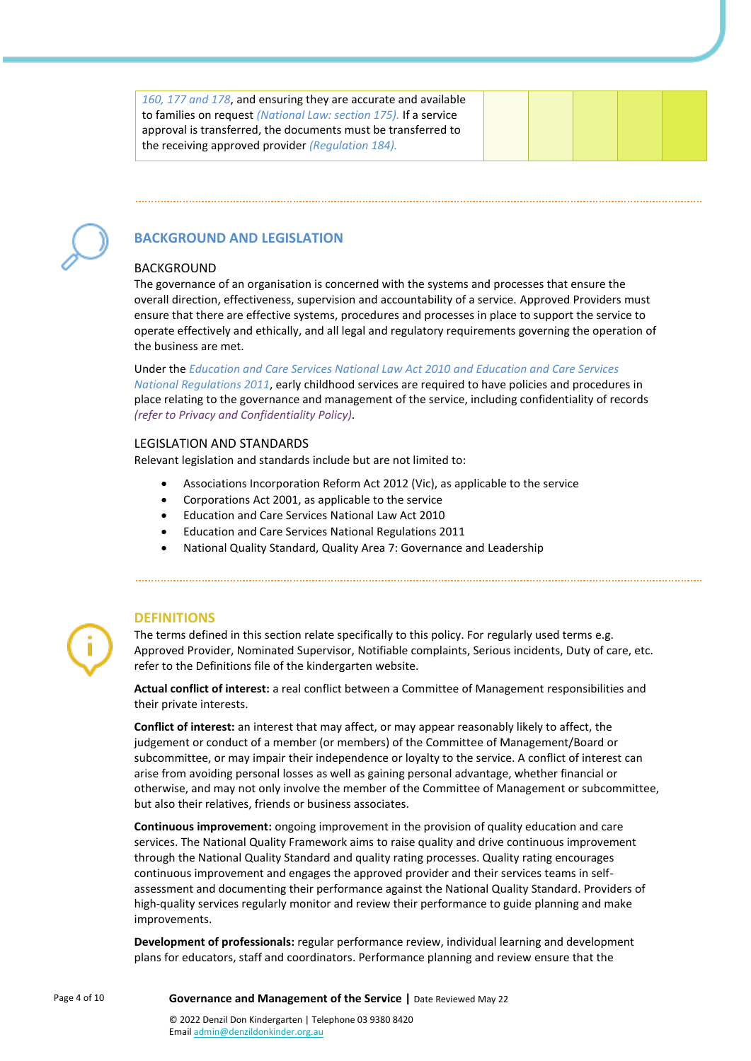| 160, 177 and 178, and ensuring they are accurate and available to families on request *(National Law: section 175).* If a service approval is transferred, the documents must be transferred to the receiving approved provider *(Regulation 184).* | | | | | |
|---|---|---|---|---|---|

## BACKGROUND AND LEGISLATION

### BACKGROUND

The governance of an organisation is concerned with the systems and processes that ensure the overall direction, effectiveness, supervision and accountability of a service. Approved Providers must ensure that there are effective systems, procedures and processes in place to support the service to operate effectively and ethically, and all legal and regulatory requirements governing the operation of the business are met.

Under the *Education and Care Services National Law Act 2010 and Education and Care Services National Regulations 2011*, early childhood services are required to have policies and procedures in place relating to the governance and management of the service, including confidentiality of records *(refer to Privacy and Confidentiality Policy)*.

### LEGISLATION AND STANDARDS

Relevant legislation and standards include but are not limited to:

- Associations Incorporation Reform Act 2012 (Vic), as applicable to the service
- Corporations Act 2001, as applicable to the service
- Education and Care Services National Law Act 2010
- Education and Care Services National Regulations 2011
- National Quality Standard, Quality Area 7: Governance and Leadership

## DEFINITIONS

The terms defined in this section relate specifically to this policy. For regularly used terms e.g. Approved Provider, Nominated Supervisor, Notifiable complaints, Serious incidents, Duty of care, etc. refer to the Definitions file of the kindergarten website.

**Actual conflict of interest:** a real conflict between a Committee of Management responsibilities and their private interests.

**Conflict of interest:** an interest that may affect, or may appear reasonably likely to affect, the judgement or conduct of a member (or members) of the Committee of Management/Board or subcommittee, or may impair their independence or loyalty to the service. A conflict of interest can arise from avoiding personal losses as well as gaining personal advantage, whether financial or otherwise, and may not only involve the member of the Committee of Management or subcommittee, but also their relatives, friends or business associates.

**Continuous improvement:** ongoing improvement in the provision of quality education and care services. The National Quality Framework aims to raise quality and drive continuous improvement through the National Quality Standard and quality rating processes. Quality rating encourages continuous improvement and engages the approved provider and their services teams in self-assessment and documenting their performance against the National Quality Standard. Providers of high-quality services regularly monitor and review their performance to guide planning and make improvements.

**Development of professionals:** regular performance review, individual learning and development plans for educators, staff and coordinators. Performance planning and review ensure that the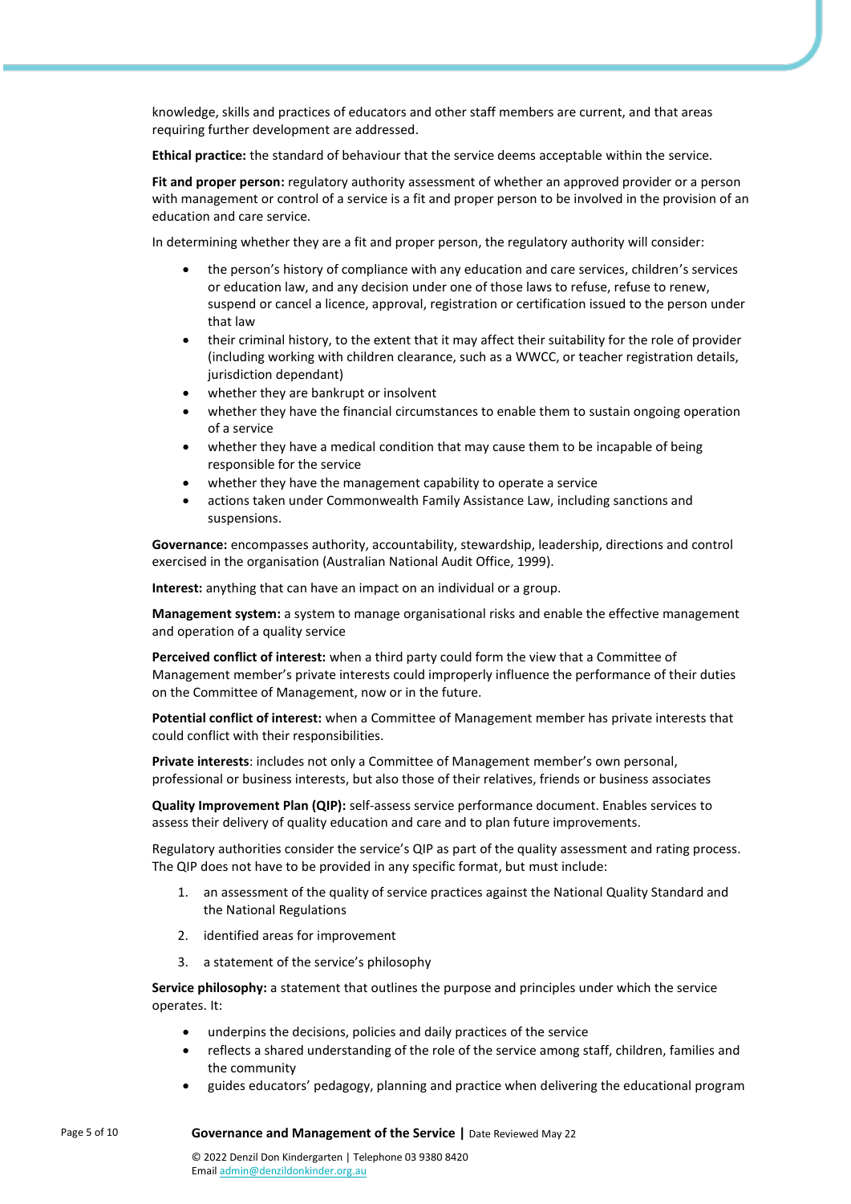knowledge, skills and practices of educators and other staff members are current, and that areas requiring further development are addressed.

**Ethical practice:** the standard of behaviour that the service deems acceptable within the service.

**Fit and proper person:** regulatory authority assessment of whether an approved provider or a person with management or control of a service is a fit and proper person to be involved in the provision of an education and care service.

In determining whether they are a fit and proper person, the regulatory authority will consider:

- the person's history of compliance with any education and care services, children's services or education law, and any decision under one of those laws to refuse, refuse to renew, suspend or cancel a licence, approval, registration or certification issued to the person under that law
- their criminal history, to the extent that it may affect their suitability for the role of provider (including working with children clearance, such as a WWCC, or teacher registration details, jurisdiction dependant)
- whether they are bankrupt or insolvent
- whether they have the financial circumstances to enable them to sustain ongoing operation of a service
- whether they have a medical condition that may cause them to be incapable of being responsible for the service
- whether they have the management capability to operate a service
- actions taken under Commonwealth Family Assistance Law, including sanctions and suspensions.

**Governance:** encompasses authority, accountability, stewardship, leadership, directions and control exercised in the organisation (Australian National Audit Office, 1999).

**Interest:** anything that can have an impact on an individual or a group.

**Management system:** a system to manage organisational risks and enable the effective management and operation of a quality service

**Perceived conflict of interest:** when a third party could form the view that a Committee of Management member's private interests could improperly influence the performance of their duties on the Committee of Management, now or in the future.

**Potential conflict of interest:** when a Committee of Management member has private interests that could conflict with their responsibilities.

**Private interests**: includes not only a Committee of Management member's own personal, professional or business interests, but also those of their relatives, friends or business associates

**Quality Improvement Plan (QIP):** self-assess service performance document. Enables services to assess their delivery of quality education and care and to plan future improvements.

Regulatory authorities consider the service's QIP as part of the quality assessment and rating process. The QIP does not have to be provided in any specific format, but must include:

1. an assessment of the quality of service practices against the National Quality Standard and the National Regulations
2. identified areas for improvement
3. a statement of the service's philosophy

**Service philosophy:** a statement that outlines the purpose and principles under which the service operates. It:

- underpins the decisions, policies and daily practices of the service
- reflects a shared understanding of the role of the service among staff, children, families and the community
- guides educators' pedagogy, planning and practice when delivering the educational program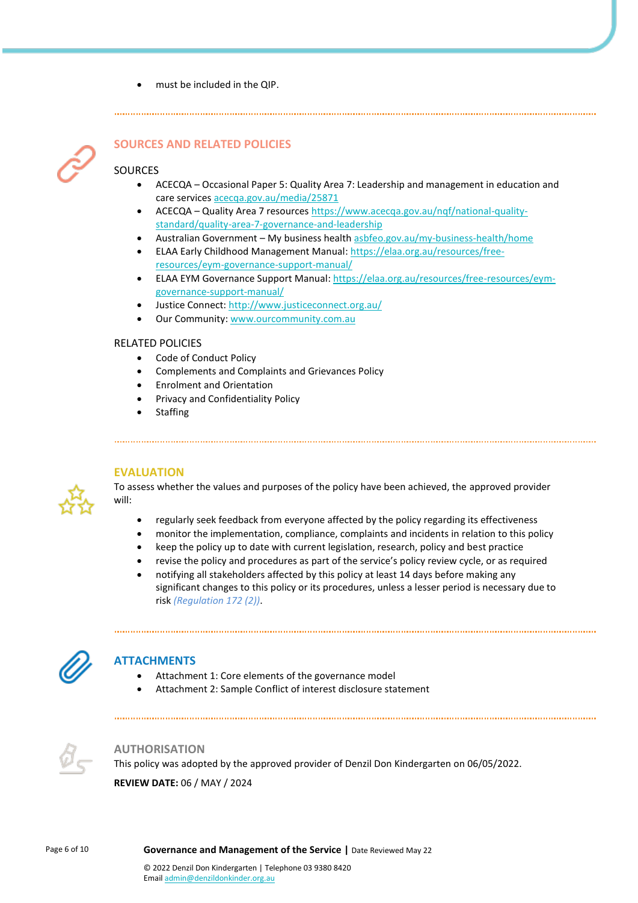- must be included in the QIP.

## SOURCES AND RELATED POLICIES

### SOURCES

- ACECQA – Occasional Paper 5: Quality Area 7: Leadership and management in education and care services [acecqa.gov.au/media/25871](acecqa.gov.au/media/25871)
- ACECQA – Quality Area 7 resources [https://www.acecqa.gov.au/nqf/national-quality-standard/quality-area-7-governance-and-leadership](https://www.acecqa.gov.au/nqf/national-quality-standard/quality-area-7-governance-and-leadership)
- Australian Government – My business health [asbfeo.gov.au/my-business-health/home](asbfeo.gov.au/my-business-health/home)
- ELAA Early Childhood Management Manual: [https://elaa.org.au/resources/free-resources/eym-governance-support-manual/](https://elaa.org.au/resources/free-resources/eym-governance-support-manual/)
- ELAA EYM Governance Support Manual: [https://elaa.org.au/resources/free-resources/eym-governance-support-manual/](https://elaa.org.au/resources/free-resources/eym-governance-support-manual/)
- Justice Connect: [http://www.justiceconnect.org.au/](http://www.justiceconnect.org.au/)
- Our Community: [www.ourcommunity.com.au](www.ourcommunity.com.au)

### RELATED POLICIES

- Code of Conduct Policy
- Complements and Complaints and Grievances Policy
- Enrolment and Orientation
- Privacy and Confidentiality Policy
- Staffing

## EVALUATION

To assess whether the values and purposes of the policy have been achieved, the approved provider will:

- regularly seek feedback from everyone affected by the policy regarding its effectiveness
- monitor the implementation, compliance, complaints and incidents in relation to this policy
- keep the policy up to date with current legislation, research, policy and best practice
- revise the policy and procedures as part of the service's policy review cycle, or as required
- notifying all stakeholders affected by this policy at least 14 days before making any significant changes to this policy or its procedures, unless a lesser period is necessary due to risk *(Regulation 172 (2))*.

## ATTACHMENTS

- Attachment 1: Core elements of the governance model
- Attachment 2: Sample Conflict of interest disclosure statement

## AUTHORISATION

This policy was adopted by the approved provider of Denzil Don Kindergarten on 06/05/2022.

**REVIEW DATE:** 06 / MAY / 2024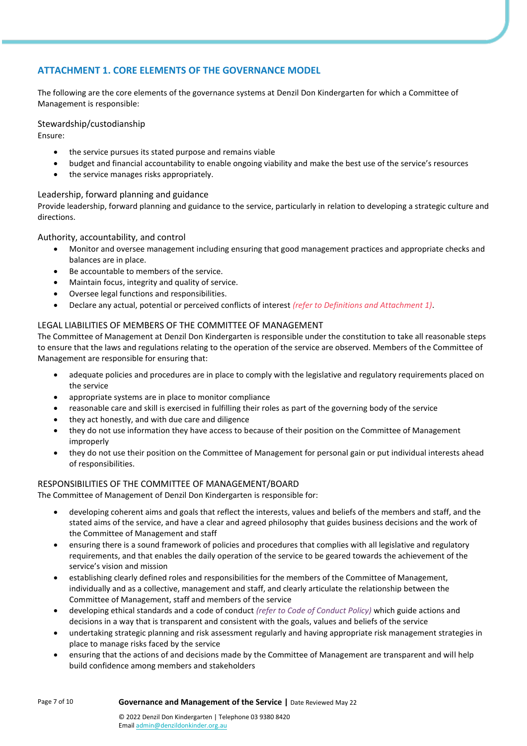## ATTACHMENT 1. CORE ELEMENTS OF THE GOVERNANCE MODEL

The following are the core elements of the governance systems at Denzil Don Kindergarten for which a Committee of Management is responsible:

### Stewardship/custodianship

Ensure:

- the service pursues its stated purpose and remains viable
- budget and financial accountability to enable ongoing viability and make the best use of the service's resources
- the service manages risks appropriately.

### Leadership, forward planning and guidance

Provide leadership, forward planning and guidance to the service, particularly in relation to developing a strategic culture and directions.

### Authority, accountability, and control

- Monitor and oversee management including ensuring that good management practices and appropriate checks and balances are in place.
- Be accountable to members of the service.
- Maintain focus, integrity and quality of service.
- Oversee legal functions and responsibilities.
- Declare any actual, potential or perceived conflicts of interest *(refer to Definitions and Attachment 1)*.

### LEGAL LIABILITIES OF MEMBERS OF THE COMMITTEE OF MANAGEMENT

The Committee of Management at Denzil Don Kindergarten is responsible under the constitution to take all reasonable steps to ensure that the laws and regulations relating to the operation of the service are observed. Members of the Committee of Management are responsible for ensuring that:

- adequate policies and procedures are in place to comply with the legislative and regulatory requirements placed on the service
- appropriate systems are in place to monitor compliance
- reasonable care and skill is exercised in fulfilling their roles as part of the governing body of the service
- they act honestly, and with due care and diligence
- they do not use information they have access to because of their position on the Committee of Management improperly
- they do not use their position on the Committee of Management for personal gain or put individual interests ahead of responsibilities.

### RESPONSIBILITIES OF THE COMMITTEE OF MANAGEMENT/BOARD

The Committee of Management of Denzil Don Kindergarten is responsible for:

- developing coherent aims and goals that reflect the interests, values and beliefs of the members and staff, and the stated aims of the service, and have a clear and agreed philosophy that guides business decisions and the work of the Committee of Management and staff
- ensuring there is a sound framework of policies and procedures that complies with all legislative and regulatory requirements, and that enables the daily operation of the service to be geared towards the achievement of the service's vision and mission
- establishing clearly defined roles and responsibilities for the members of the Committee of Management, individually and as a collective, management and staff, and clearly articulate the relationship between the Committee of Management, staff and members of the service
- developing ethical standards and a code of conduct *(refer to Code of Conduct Policy)* which guide actions and decisions in a way that is transparent and consistent with the goals, values and beliefs of the service
- undertaking strategic planning and risk assessment regularly and having appropriate risk management strategies in place to manage risks faced by the service
- ensuring that the actions of and decisions made by the Committee of Management are transparent and will help build confidence among members and stakeholders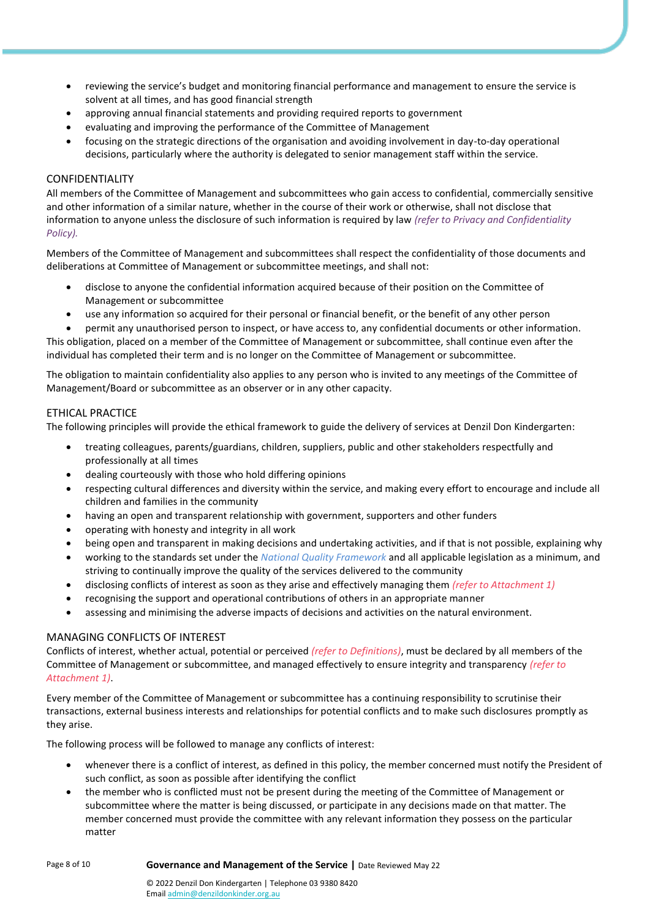- reviewing the service's budget and monitoring financial performance and management to ensure the service is solvent at all times, and has good financial strength
- approving annual financial statements and providing required reports to government
- evaluating and improving the performance of the Committee of Management
- focusing on the strategic directions of the organisation and avoiding involvement in day-to-day operational decisions, particularly where the authority is delegated to senior management staff within the service.

## CONFIDENTIALITY

All members of the Committee of Management and subcommittees who gain access to confidential, commercially sensitive and other information of a similar nature, whether in the course of their work or otherwise, shall not disclose that information to anyone unless the disclosure of such information is required by law *(refer to Privacy and Confidentiality Policy).*

Members of the Committee of Management and subcommittees shall respect the confidentiality of those documents and deliberations at Committee of Management or subcommittee meetings, and shall not:

- disclose to anyone the confidential information acquired because of their position on the Committee of Management or subcommittee
- use any information so acquired for their personal or financial benefit, or the benefit of any other person
- permit any unauthorised person to inspect, or have access to, any confidential documents or other information.

This obligation, placed on a member of the Committee of Management or subcommittee, shall continue even after the individual has completed their term and is no longer on the Committee of Management or subcommittee.

The obligation to maintain confidentiality also applies to any person who is invited to any meetings of the Committee of Management/Board or subcommittee as an observer or in any other capacity.

## ETHICAL PRACTICE

The following principles will provide the ethical framework to guide the delivery of services at Denzil Don Kindergarten:

- treating colleagues, parents/guardians, children, suppliers, public and other stakeholders respectfully and professionally at all times
- dealing courteously with those who hold differing opinions
- respecting cultural differences and diversity within the service, and making every effort to encourage and include all children and families in the community
- having an open and transparent relationship with government, supporters and other funders
- operating with honesty and integrity in all work
- being open and transparent in making decisions and undertaking activities, and if that is not possible, explaining why
- working to the standards set under the *National Quality Framework* and all applicable legislation as a minimum, and striving to continually improve the quality of the services delivered to the community
- disclosing conflicts of interest as soon as they arise and effectively managing them *(refer to Attachment 1)*
- recognising the support and operational contributions of others in an appropriate manner
- assessing and minimising the adverse impacts of decisions and activities on the natural environment.

## MANAGING CONFLICTS OF INTEREST

Conflicts of interest, whether actual, potential or perceived *(refer to Definitions)*, must be declared by all members of the Committee of Management or subcommittee, and managed effectively to ensure integrity and transparency *(refer to Attachment 1)*.

Every member of the Committee of Management or subcommittee has a continuing responsibility to scrutinise their transactions, external business interests and relationships for potential conflicts and to make such disclosures promptly as they arise.

The following process will be followed to manage any conflicts of interest:

- whenever there is a conflict of interest, as defined in this policy, the member concerned must notify the President of such conflict, as soon as possible after identifying the conflict
- the member who is conflicted must not be present during the meeting of the Committee of Management or subcommittee where the matter is being discussed, or participate in any decisions made on that matter. The member concerned must provide the committee with any relevant information they possess on the particular matter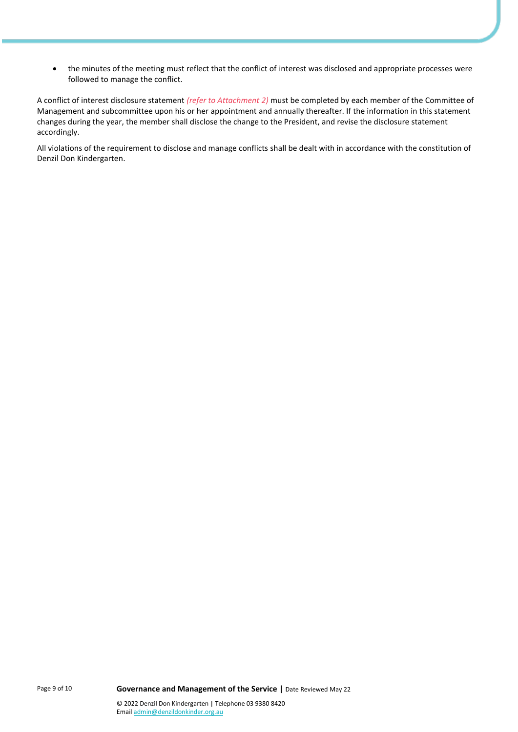- the minutes of the meeting must reflect that the conflict of interest was disclosed and appropriate processes were followed to manage the conflict.

A conflict of interest disclosure statement *(refer to Attachment 2)* must be completed by each member of the Committee of Management and subcommittee upon his or her appointment and annually thereafter. If the information in this statement changes during the year, the member shall disclose the change to the President, and revise the disclosure statement accordingly.

All violations of the requirement to disclose and manage conflicts shall be dealt with in accordance with the constitution of Denzil Don Kindergarten.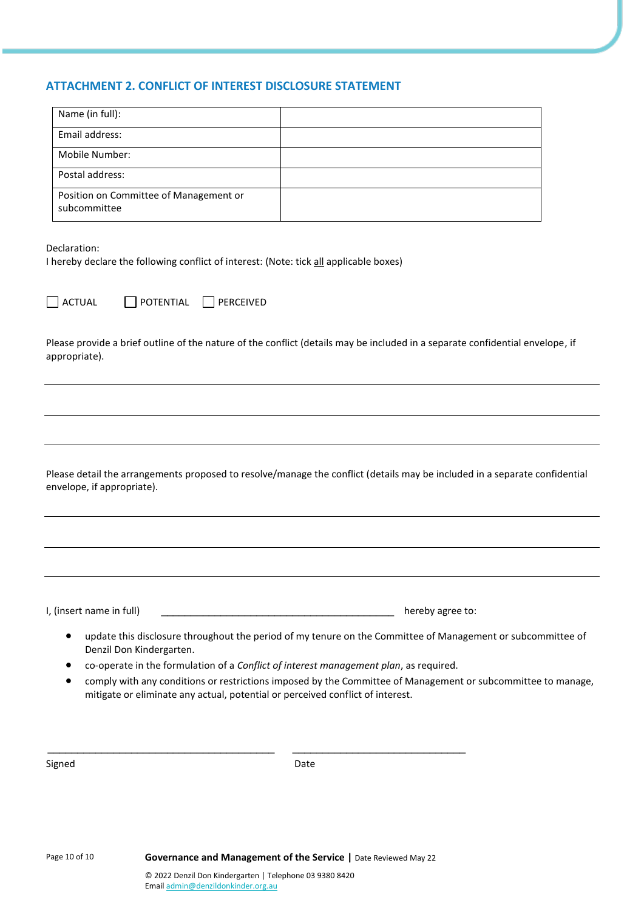## ATTACHMENT 2. CONFLICT OF INTEREST DISCLOSURE STATEMENT

| | |
|---|---|
| Name (in full): | |
| Email address: | |
| Mobile Number: | |
| Postal address: | |
| Position on Committee of Management or subcommittee | |

Declaration:
I hereby declare the following conflict of interest: (Note: tick all applicable boxes)

☐ ACTUAL ☐ POTENTIAL ☐ PERCEIVED

Please provide a brief outline of the nature of the conflict (details may be included in a separate confidential envelope, if appropriate).

______________________________________________________________________________

______________________________________________________________________________

______________________________________________________________________________

Please detail the arrangements proposed to resolve/manage the conflict (details may be included in a separate confidential envelope, if appropriate).

______________________________________________________________________________

______________________________________________________________________________

______________________________________________________________________________

I, (insert name in full) ____________________________________________ hereby agree to:

- update this disclosure throughout the period of my tenure on the Committee of Management or subcommittee of Denzil Don Kindergarten.
- co-operate in the formulation of a *Conflict of interest management plan*, as required.
- comply with any conditions or restrictions imposed by the Committee of Management or subcommittee to manage, mitigate or eliminate any actual, potential or perceived conflict of interest.

____________________________________________ ________________________________

Signed Date